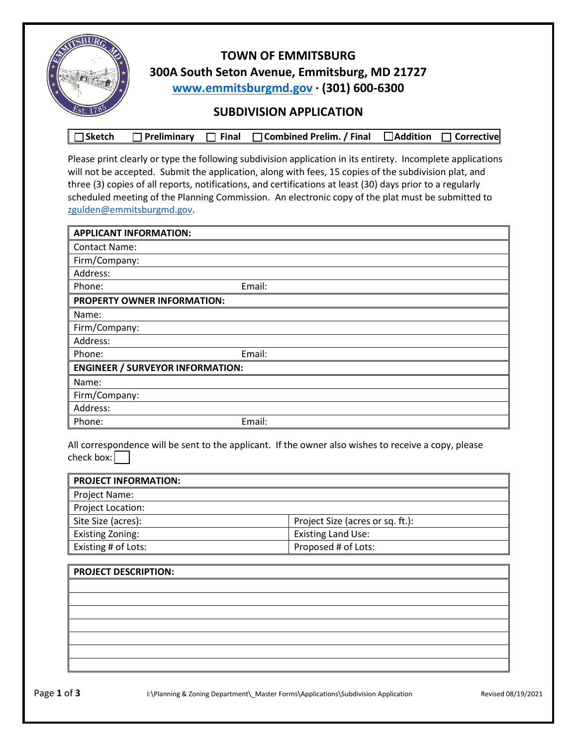# TOWN OF EMMITSBURG

**300A South Seton Avenue, Emmitsburg, MD 21727**

**www.emmitsburgmd.gov · (301) 600-6300**

## SUBDIVISION APPLICATION

☐ **Sketch** ☐ **Preliminary** ☐ **Final** ☐ **Combined Prelim. / Final** ☐ **Addition** ☐ **Corrective**

Please print clearly or type the following subdivision application in its entirety. Incomplete applications will not be accepted. Submit the application, along with fees, 15 copies of the subdivision plat, and three (3) copies of all reports, notifications, and certifications at least (30) days prior to a regularly scheduled meeting of the Planning Commission. An electronic copy of the plat must be submitted to zgulden@emmitsburgmd.gov.

| **APPLICANT INFORMATION:** | |
|---|---|
| Contact Name: | |
| Firm/Company: | |
| Address: | |
| Phone: | Email: |
| **PROPERTY OWNER INFORMATION:** | |
| Name: | |
| Firm/Company: | |
| Address: | |
| Phone: | Email: |
| **ENGINEER / SURVEYOR INFORMATION:** | |
| Name: | |
| Firm/Company: | |
| Address: | |
| Phone: | Email: |

All correspondence will be sent to the applicant. If the owner also wishes to receive a copy, please check box: ☐

| **PROJECT INFORMATION:** | |
|---|---|
| Project Name: | |
| Project Location: | |
| Site Size (acres): | Project Size (acres or sq. ft.): |
| Existing Zoning: | Existing Land Use: |
| Existing # of Lots: | Proposed # of Lots: |

| **PROJECT DESCRIPTION:** |
|---|
| |
| |
| |
| |
| |
| |
| |

I:\Planning & Zoning Department\_Master Forms\Applications\Subdivision Application

Revised 08/19/2021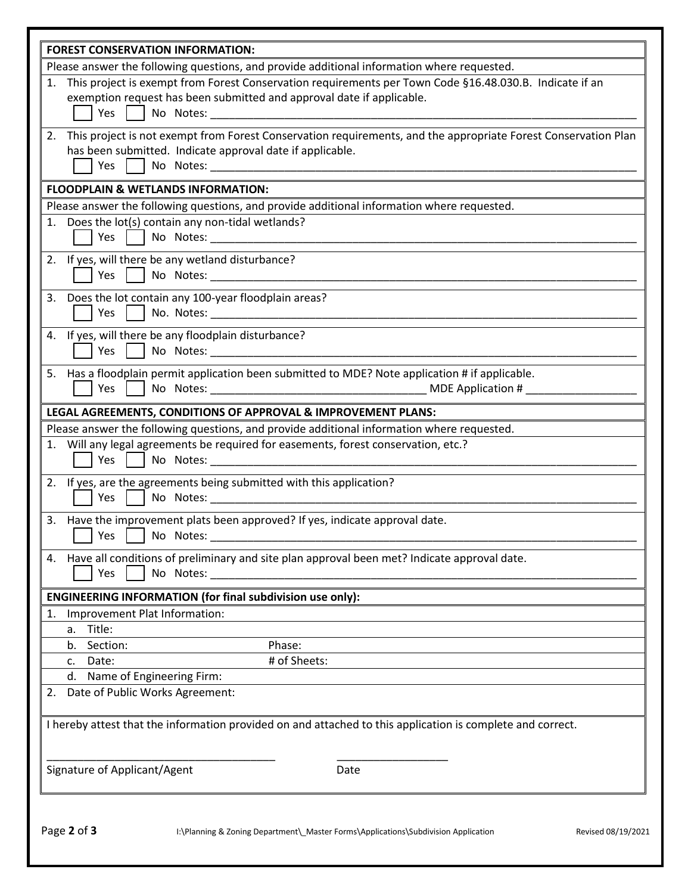## FOREST CONSERVATION INFORMATION:

Please answer the following questions, and provide additional information where requested.

1. This project is exempt from Forest Conservation requirements per Town Code §16.48.030.B. Indicate if an exemption request has been submitted and approval date if applicable.
   ☐ Yes ☐ No Notes: ____________________________________________

2. This project is not exempt from Forest Conservation requirements, and the appropriate Forest Conservation Plan has been submitted. Indicate approval date if applicable.
   ☐ Yes ☐ No Notes: ____________________________________________

## FLOODPLAIN & WETLANDS INFORMATION:

Please answer the following questions, and provide additional information where requested.

1. Does the lot(s) contain any non-tidal wetlands?
   ☐ Yes ☐ No Notes: ____________________________________________

2. If yes, will there be any wetland disturbance?
   ☐ Yes ☐ No Notes: ____________________________________________

3. Does the lot contain any 100-year floodplain areas?
   ☐ Yes ☐ No. Notes: ____________________________________________

4. If yes, will there be any floodplain disturbance?
   ☐ Yes ☐ No Notes: ____________________________________________

5. Has a floodplain permit application been submitted to MDE? Note application # if applicable.
   ☐ Yes ☐ No Notes: ______________________ MDE Application # ______________

## LEGAL AGREEMENTS, CONDITIONS OF APPROVAL & IMPROVEMENT PLANS:

Please answer the following questions, and provide additional information where requested.

1. Will any legal agreements be required for easements, forest conservation, etc.?
   ☐ Yes ☐ No Notes: ____________________________________________

2. If yes, are the agreements being submitted with this application?
   ☐ Yes ☐ No Notes: ____________________________________________

3. Have the improvement plats been approved? If yes, indicate approval date.
   ☐ Yes ☐ No Notes: ____________________________________________

4. Have all conditions of preliminary and site plan approval been met? Indicate approval date.
   ☐ Yes ☐ No Notes: ____________________________________________

## ENGINEERING INFORMATION (for final subdivision use only):

1. Improvement Plat Information:
   a. Title:
   b. Section: Phase:
   c. Date: # of Sheets:
   d. Name of Engineering Firm:
2. Date of Public Works Agreement:

I hereby attest that the information provided on and attached to this application is complete and correct.

______________________________ ______________

Signature of Applicant/Agent Date

I:\Planning & Zoning Department\_Master Forms\Applications\Subdivision Application Revised 08/19/2021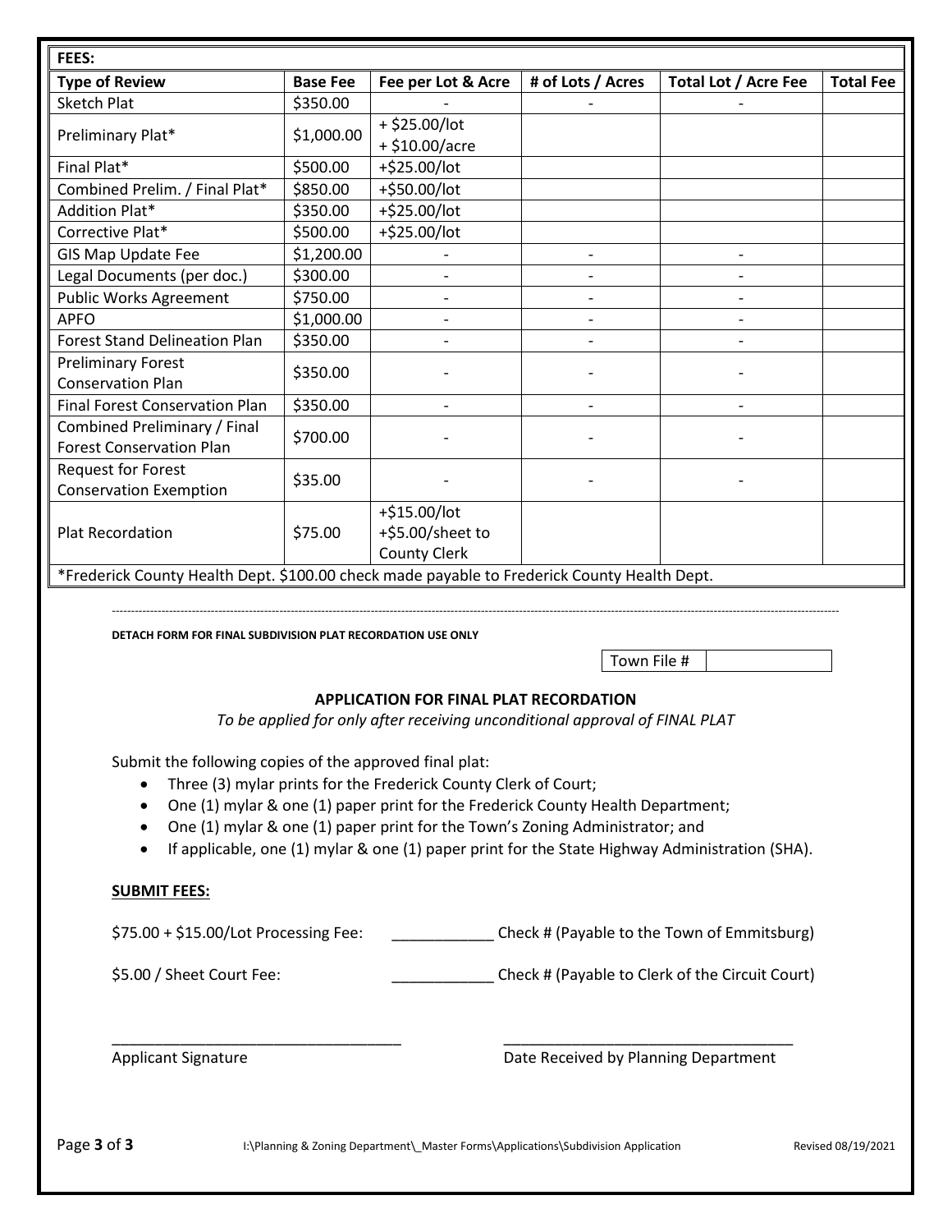| FEES: | | | | | |
|---|---|---|---|---|---|
| **Type of Review** | **Base Fee** | **Fee per Lot & Acre** | **# of Lots / Acres** | **Total Lot / Acre Fee** | **Total Fee** |
| Sketch Plat | \$350.00 | - | - | - | |
| Preliminary Plat* | \$1,000.00 | + \$25.00/lot<br>+ \$10.00/acre | | | |
| Final Plat* | \$500.00 | +\$25.00/lot | | | |
| Combined Prelim. / Final Plat* | \$850.00 | +\$50.00/lot | | | |
| Addition Plat* | \$350.00 | +\$25.00/lot | | | |
| Corrective Plat* | \$500.00 | +\$25.00/lot | | | |
| GIS Map Update Fee | \$1,200.00 | - | - | - | |
| Legal Documents (per doc.) | \$300.00 | - | - | - | |
| Public Works Agreement | \$750.00 | - | - | - | |
| APFO | \$1,000.00 | - | - | - | |
| Forest Stand Delineation Plan | \$350.00 | - | - | - | |
| Preliminary Forest Conservation Plan | \$350.00 | - | - | - | |
| Final Forest Conservation Plan | \$350.00 | - | - | - | |
| Combined Preliminary / Final Forest Conservation Plan | \$700.00 | - | - | - | |
| Request for Forest Conservation Exemption | \$35.00 | - | - | - | |
| Plat Recordation | \$75.00 | +\$15.00/lot<br>+\$5.00/sheet to County Clerk | | | |

*Frederick County Health Dept. \$100.00 check made payable to Frederick County Health Dept.

---

**DETACH FORM FOR FINAL SUBDIVISION PLAT RECORDATION USE ONLY**

Town File # ____________

## APPLICATION FOR FINAL PLAT RECORDATION

*To be applied for only after receiving unconditional approval of FINAL PLAT*

Submit the following copies of the approved final plat:

- Three (3) mylar prints for the Frederick County Clerk of Court;
- One (1) mylar & one (1) paper print for the Frederick County Health Department;
- One (1) mylar & one (1) paper print for the Town's Zoning Administrator; and
- If applicable, one (1) mylar & one (1) paper print for the State Highway Administration (SHA).

**SUBMIT FEES:**

\$75.00 + \$15.00/Lot Processing Fee: ____________ Check # (Payable to the Town of Emmitsburg)

\$5.00 / Sheet Court Fee: ____________ Check # (Payable to Clerk of the Circuit Court)

___________________________________ ___________________________________

Applicant Signature Date Received by Planning Department

I:\Planning & Zoning Department\_Master Forms\Applications\Subdivision Application Revised 08/19/2021